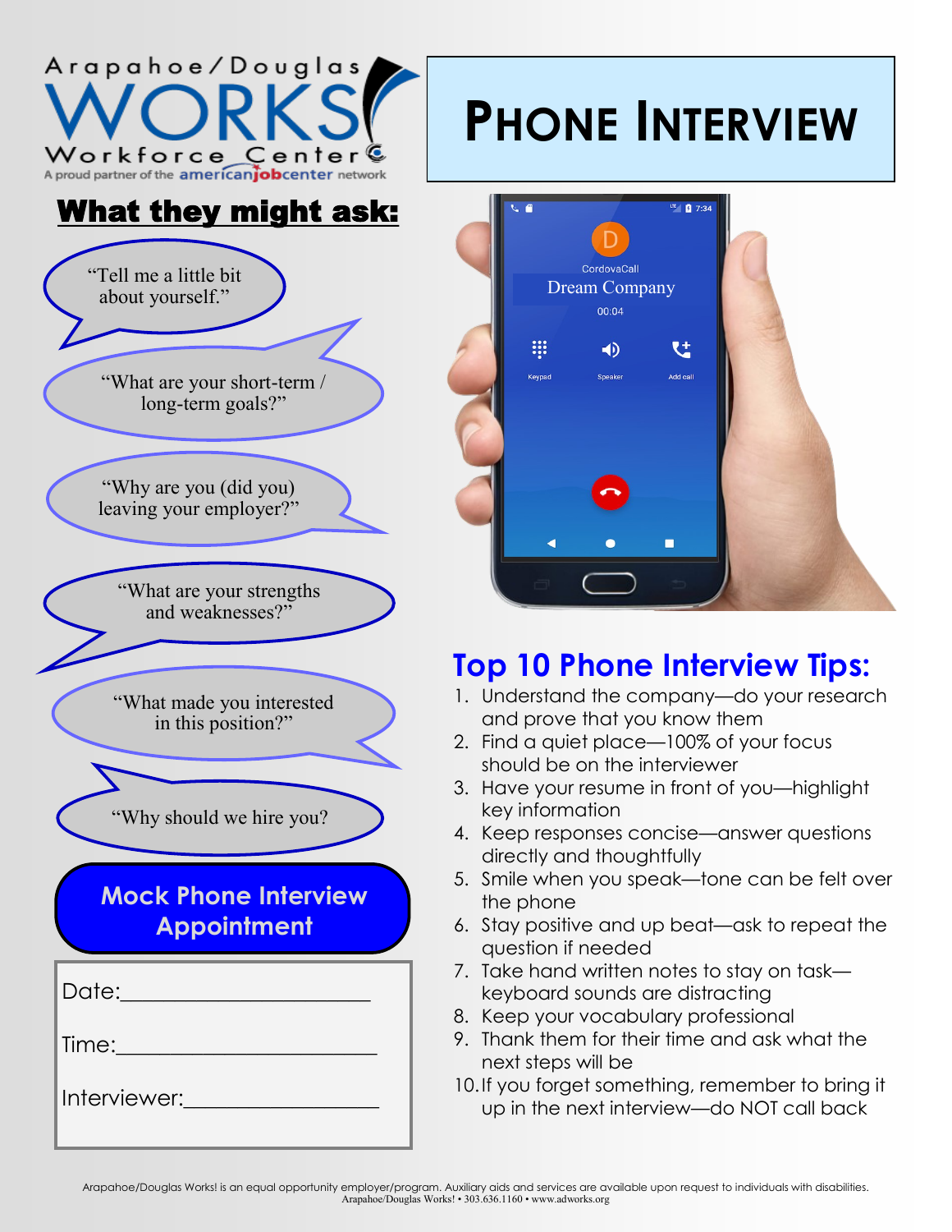Arapahoe/Douglas WORKS! Workforce Center

A proud partner of the americanjobcenter network

# Phone Interview

## What they might ask:

"Tell me a little bit about yourself."

"What are your short-term / long-term goals?"

"Why are you (did you) leaving your employer?"

"What are your strengths and weaknesses?"

"What made you interested in this position?"

"Why should we hire you?

## Mock Phone Interview Appointment

Date:______________________

Time:_______________________

Interviewer:________________

## Top 10 Phone Interview Tips:

1. Understand the company—do your research and prove that you know them
2. Find a quiet place—100% of your focus should be on the interviewer
3. Have your resume in front of you—highlight key information
4. Keep responses concise—answer questions directly and thoughtfully
5. Smile when you speak—tone can be felt over the phone
6. Stay positive and up beat—ask to repeat the question if needed
7. Take hand written notes to stay on task—keyboard sounds are distracting
8. Keep your vocabulary professional
9. Thank them for their time and ask what the next steps will be
10. If you forget something, remember to bring it up in the next interview—do NOT call back

Arapahoe/Douglas Works! is an equal opportunity employer/program. Auxiliary aids and services are available upon request to individuals with disabilities.
Arapahoe/Douglas Works! • 303.636.1160 • www.adworks.org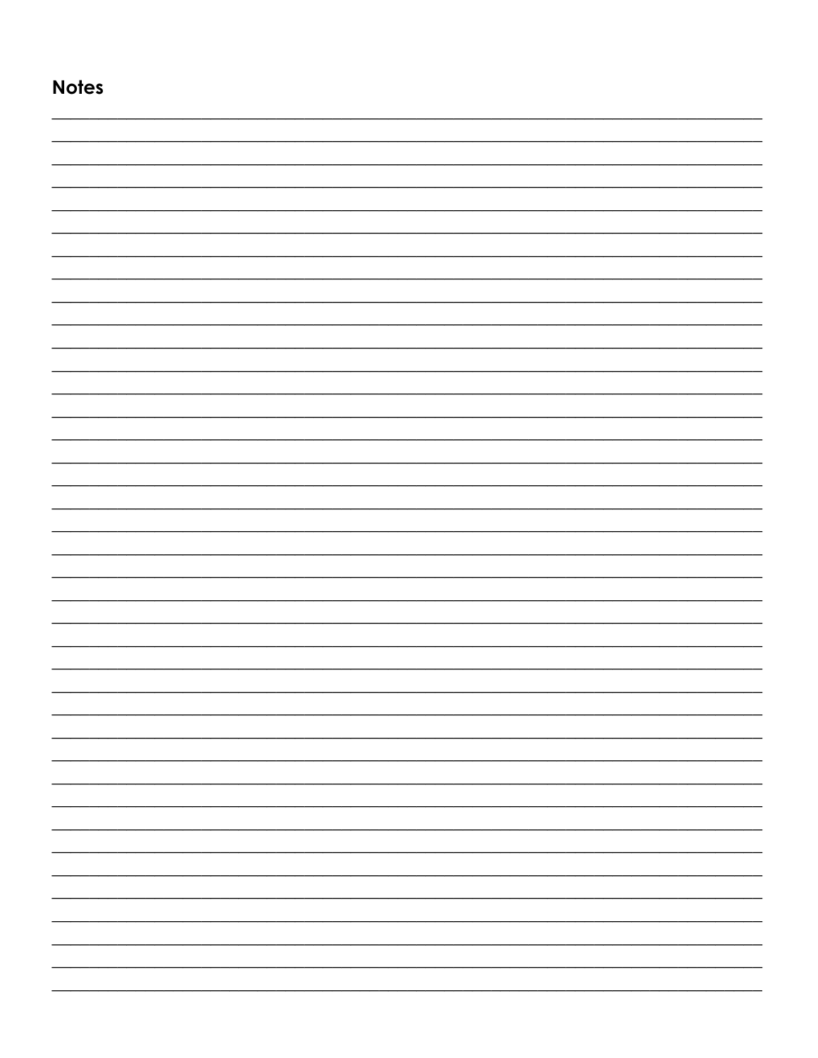**Notes**